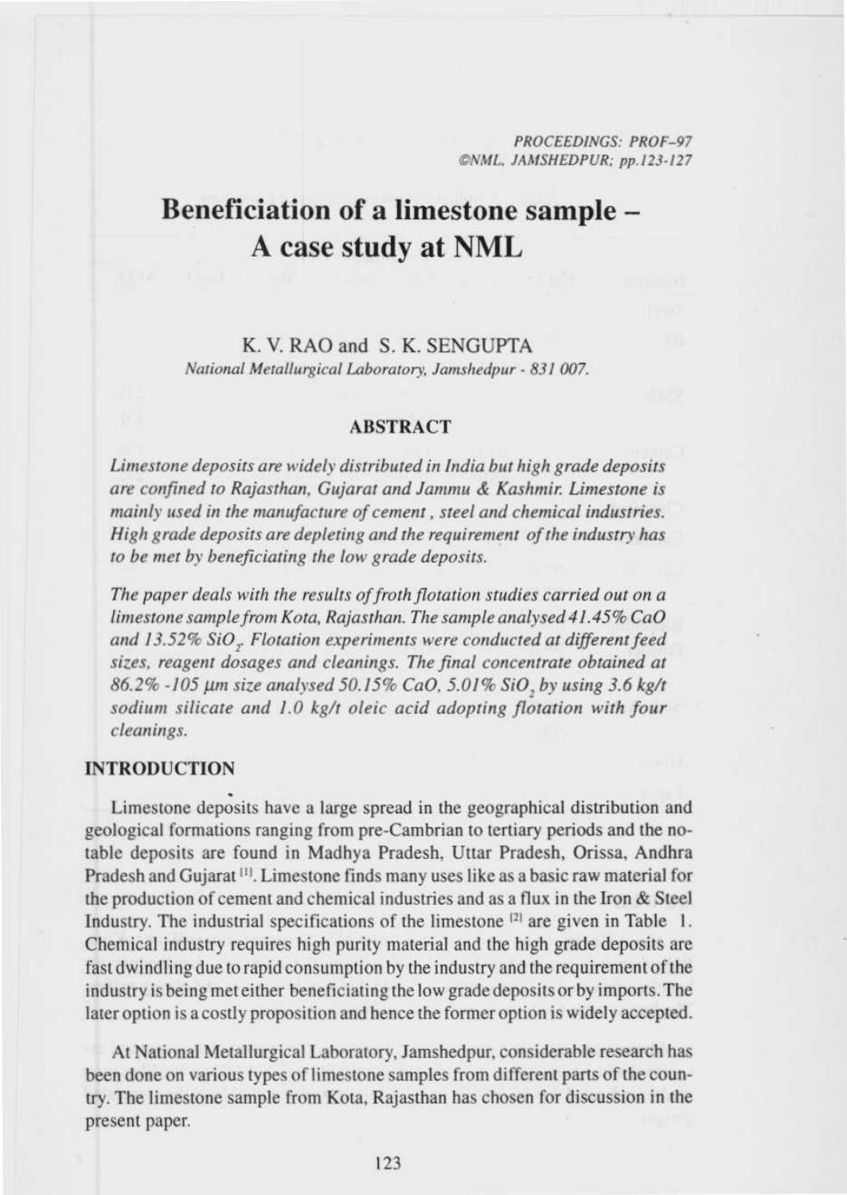# Beneficiation of a limestone sample – A case study at NML

K. V. RAO and S. K. SENGUPTA

*National Metallurgical Laboratory, Jamshedpur - 831 007.*

## ABSTRACT

*Limestone deposits are widely distributed in India but high grade deposits are confined to Rajasthan, Gujarat and Jammu & Kashmir. Limestone is mainly used in the manufacture of cement, steel and chemical industries. High grade deposits are depleting and the requirement of the industry has to be met by beneficiating the low grade deposits.*

*The paper deals with the results of froth flotation studies carried out on a limestone sample from Kota, Rajasthan. The sample analysed 41.45% CaO and 13.52% $SiO_2$. Flotation experiments were conducted at different feed sizes, reagent dosages and cleanings. The final concentrate obtained at 86.2% -105 µm size analysed 50.15% CaO, 5.01% $SiO_2$ by using 3.6 kg/t sodium silicate and 1.0 kg/t oleic acid adopting flotation with four cleanings.*

## INTRODUCTION

Limestone deposits have a large spread in the geographical distribution and geological formations ranging from pre-Cambrian to tertiary periods and the notable deposits are found in Madhya Pradesh, Uttar Pradesh, Orissa, Andhra Pradesh and Gujarat [1]. Limestone finds many uses like as a basic raw material for the production of cement and chemical industries and as a flux in the Iron & Steel Industry. The industrial specifications of the limestone [2] are given in Table 1. Chemical industry requires high purity material and the high grade deposits are fast dwindling due to rapid consumption by the industry and the requirement of the industry is being met either beneficiating the low grade deposits or by imports. The later option is a costly proposition and hence the former option is widely accepted.

At National Metallurgical Laboratory, Jamshedpur, considerable research has been done on various types of limestone samples from different parts of the country. The limestone sample from Kota, Rajasthan has chosen for discussion in the present paper.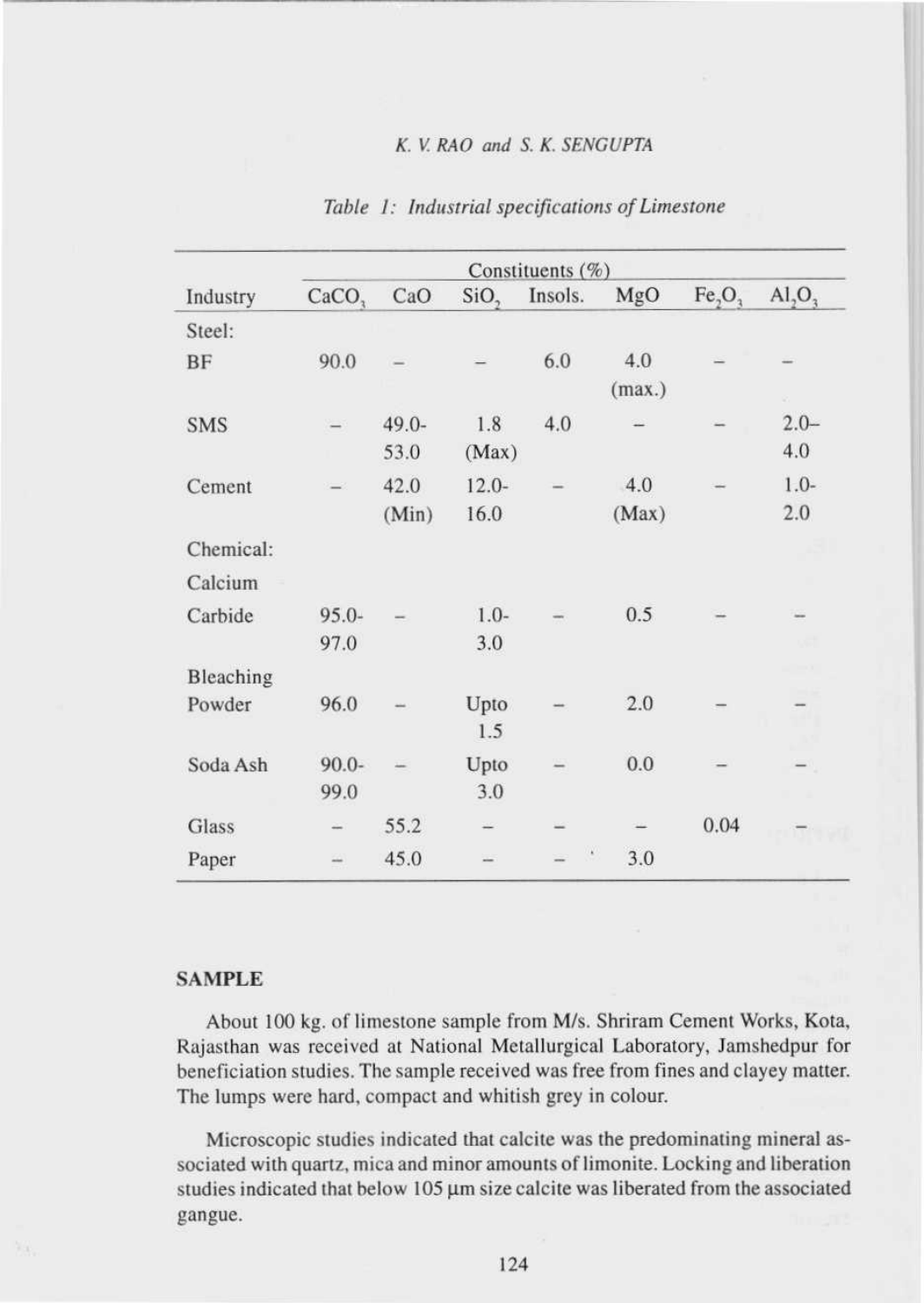*Table 1: Industrial specifications of Limestone*

| Industry | Constituents (%) | | | | | | |
|---|---|---|---|---|---|---|---|
| | $CaCO_3$ | CaO | $SiO_2$ | Insols. | MgO | $Fe_2O_3$ | $Al_2O_3$ |
| Steel: | | | | | | | |
| BF | 90.0 | – | – | 6.0 | 4.0 (max.) | – | – |
| SMS | – | 49.0-53.0 | 1.8 (Max) | 4.0 | – | – | 2.0–4.0 |
| Cement | – | 42.0 (Min) | 12.0-16.0 | – | 4.0 (Max) | – | 1.0-2.0 |
| Chemical: | | | | | | | |
| Calcium Carbide | 95.0-97.0 | – | 1.0-3.0 | – | 0.5 | – | – |
| Bleaching Powder | 96.0 | – | Upto 1.5 | – | 2.0 | – | – |
| Soda Ash | 90.0-99.0 | – | Upto 3.0 | – | 0.0 | – | – |
| Glass | – | 55.2 | – | – | – | 0.04 | – |
| Paper | – | 45.0 | – | – | 3.0 | | |

## SAMPLE

About 100 kg. of limestone sample from M/s. Shriram Cement Works, Kota, Rajasthan was received at National Metallurgical Laboratory, Jamshedpur for beneficiation studies. The sample received was free from fines and clayey matter. The lumps were hard, compact and whitish grey in colour.

Microscopic studies indicated that calcite was the predominating mineral associated with quartz, mica and minor amounts of limonite. Locking and liberation studies indicated that below 105 µm size calcite was liberated from the associated gangue.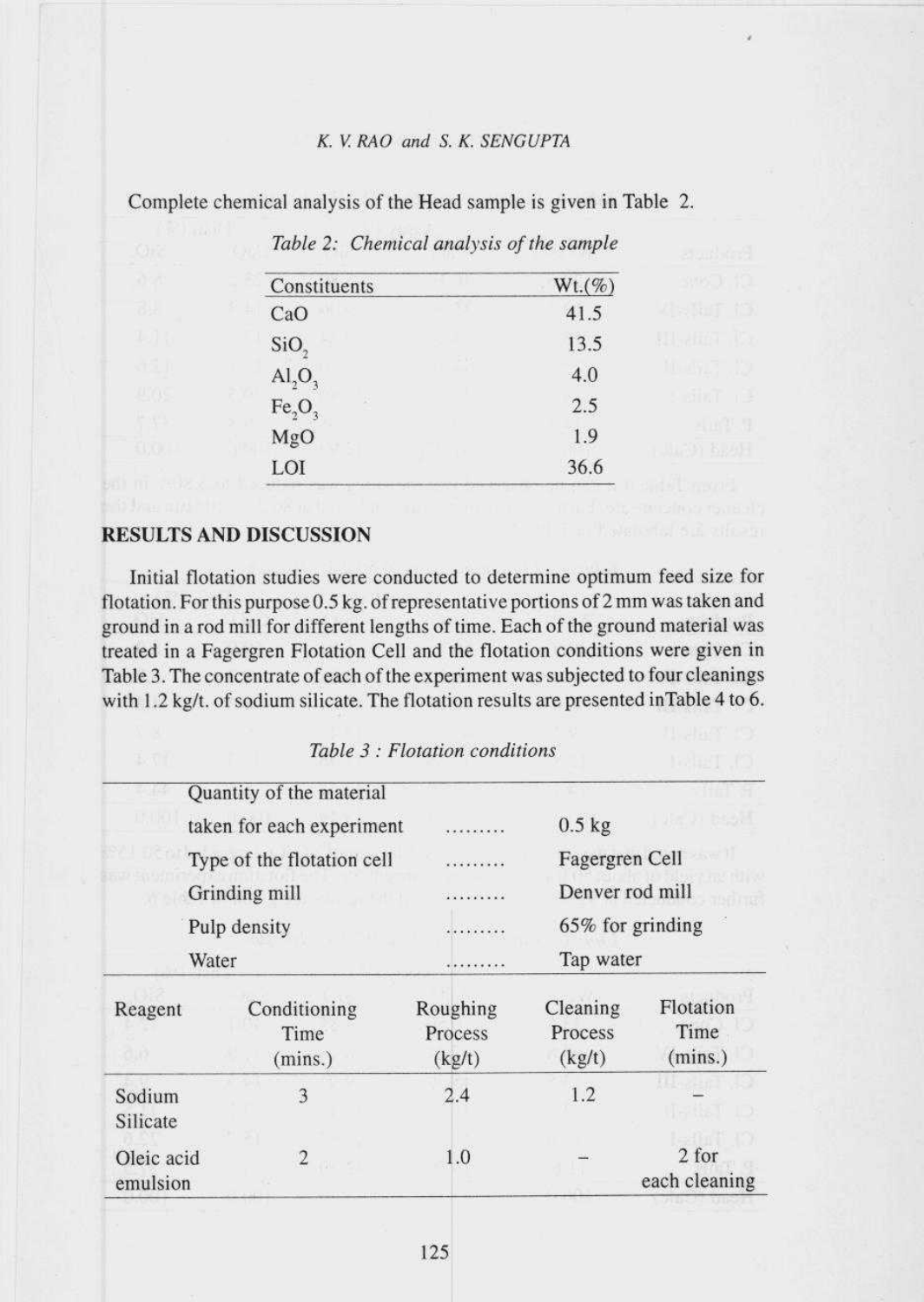Complete chemical analysis of the Head sample is given in Table 2.

*Table 2: Chemical analysis of the sample*

| Constituents | Wt.(%) |
|---|---|
| CaO | 41.5 |
| $SiO_2$ | 13.5 |
| $Al_2O_3$ | 4.0 |
| $Fe_2O_3$ | 2.5 |
| MgO | 1.9 |
| LOI | 36.6 |

## RESULTS AND DISCUSSION

Initial flotation studies were conducted to determine optimum feed size for flotation. For this purpose 0.5 kg. of representative portions of 2 mm was taken and ground in a rod mill for different lengths of time. Each of the ground material was treated in a Fagergren Flotation Cell and the flotation conditions were given in Table 3. The concentrate of each of the experiment was subjected to four cleanings with 1.2 kg/t. of sodium silicate. The flotation results are presented inTable 4 to 6.

*Table 3 : Flotation conditions*

| | | |
|---|---|---|
| Quantity of the material taken for each experiment | ......... | 0.5 kg |
| Type of the flotation cell | ......... | Fagergren Cell |
| Grinding mill | ......... | Denver rod mill |
| Pulp density | ......... | 65% for grinding |
| Water | ......... | Tap water |

| Reagent | Conditioning Time (mins.) | Roughing Process (kg/t) | Cleaning Process (kg/t) | Flotation Time (mins.) |
|---|---|---|---|---|
| Sodium Silicate | 3 | 2.4 | 1.2 | – |
| Oleic acid emulsion | 2 | 1.0 | – | 2 for each cleaning |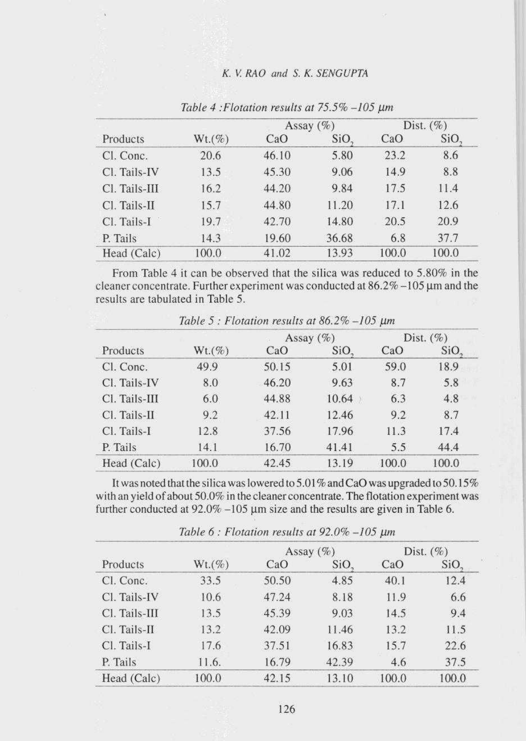*Table 4 : Flotation results at 75.5% –105 μm*

| Products | Wt.(%) | Assay (%) | | Dist. (%) | |
|---|---|---|---|---|---|
| | | CaO | $SiO_2$ | CaO | $SiO_2$ |
| Cl. Conc. | 20.6 | 46.10 | 5.80 | 23.2 | 8.6 |
| Cl. Tails-IV | 13.5 | 45.30 | 9.06 | 14.9 | 8.8 |
| Cl. Tails-III | 16.2 | 44.20 | 9.84 | 17.5 | 11.4 |
| Cl. Tails-II | 15.7 | 44.80 | 11.20 | 17.1 | 12.6 |
| Cl. Tails-I | 19.7 | 42.70 | 14.80 | 20.5 | 20.9 |
| P. Tails | 14.3 | 19.60 | 36.68 | 6.8 | 37.7 |
| Head (Calc) | 100.0 | 41.02 | 13.93 | 100.0 | 100.0 |

From Table 4 it can be observed that the silica was reduced to 5.80% in the cleaner concentrate. Further experiment was conducted at 86.2% –105 μm and the results are tabulated in Table 5.

*Table 5 : Flotation results at 86.2% –105 μm*

| Products | Wt.(%) | Assay (%) | | Dist. (%) | |
|---|---|---|---|---|---|
| | | CaO | $SiO_2$ | CaO | $SiO_2$ |
| Cl. Conc. | 49.9 | 50.15 | 5.01 | 59.0 | 18.9 |
| Cl. Tails-IV | 8.0 | 46.20 | 9.63 | 8.7 | 5.8 |
| Cl. Tails-III | 6.0 | 44.88 | 10.64 | 6.3 | 4.8 |
| Cl. Tails-II | 9.2 | 42.11 | 12.46 | 9.2 | 8.7 |
| Cl. Tails-I | 12.8 | 37.56 | 17.96 | 11.3 | 17.4 |
| P. Tails | 14.1 | 16.70 | 41.41 | 5.5 | 44.4 |
| Head (Calc) | 100.0 | 42.45 | 13.19 | 100.0 | 100.0 |

It was noted that the silica was lowered to 5.01% and CaO was upgraded to 50.15% with an yield of about 50.0% in the cleaner concentrate. The flotation experiment was further conducted at 92.0% –105 μm size and the results are given in Table 6.

*Table 6 : Flotation results at 92.0% –105 μm*

| Products | Wt.(%) | Assay (%) | | Dist. (%) | |
|---|---|---|---|---|---|
| | | CaO | $SiO_2$ | CaO | $SiO_2$ |
| Cl. Conc. | 33.5 | 50.50 | 4.85 | 40.1 | 12.4 |
| Cl. Tails-IV | 10.6 | 47.24 | 8.18 | 11.9 | 6.6 |
| Cl. Tails-III | 13.5 | 45.39 | 9.03 | 14.5 | 9.4 |
| Cl. Tails-II | 13.2 | 42.09 | 11.46 | 13.2 | 11.5 |
| Cl. Tails-I | 17.6 | 37.51 | 16.83 | 15.7 | 22.6 |
| P. Tails | 11.6. | 16.79 | 42.39 | 4.6 | 37.5 |
| Head (Calc) | 100.0 | 42.15 | 13.10 | 100.0 | 100.0 |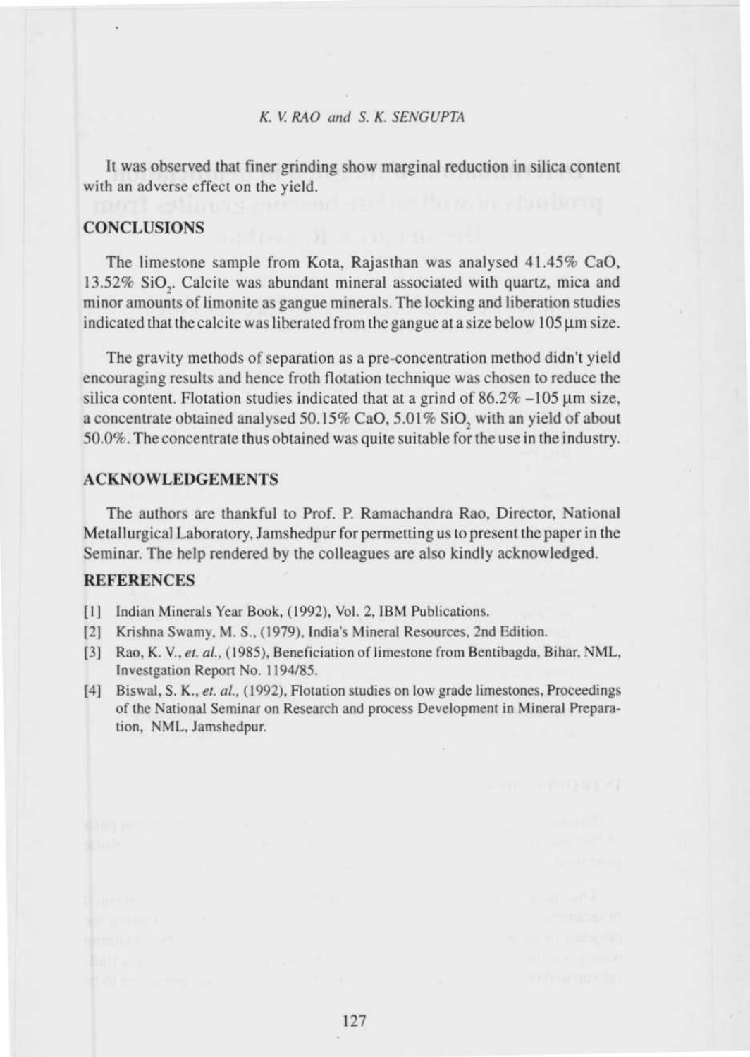It was observed that finer grinding show marginal reduction in silica content with an adverse effect on the yield.

## CONCLUSIONS

The limestone sample from Kota, Rajasthan was analysed 41.45% CaO, 13.52% $SiO_2$. Calcite was abundant mineral associated with quartz, mica and minor amounts of limonite as gangue minerals. The locking and liberation studies indicated that the calcite was liberated from the gangue at a size below 105 μm size.

The gravity methods of separation as a pre-concentration method didn't yield encouraging results and hence froth flotation technique was chosen to reduce the silica content. Flotation studies indicated that at a grind of 86.2% –105 μm size, a concentrate obtained analysed 50.15% CaO, 5.01% $SiO_2$ with an yield of about 50.0%. The concentrate thus obtained was quite suitable for the use in the industry.

## ACKNOWLEDGEMENTS

The authors are thankful to Prof. P. Ramachandra Rao, Director, National Metallurgical Laboratory, Jamshedpur for permetting us to present the paper in the Seminar. The help rendered by the colleagues are also kindly acknowledged.

## REFERENCES

[1] Indian Minerals Year Book, (1992), Vol. 2, IBM Publications.

[2] Krishna Swamy, M. S., (1979), India's Mineral Resources, 2nd Edition.

[3] Rao, K. V., *et. al.*, (1985), Beneficiation of limestone from Bentibagda, Bihar, NML, Investgation Report No. 1194/85.

[4] Biswal, S. K., *et. al.*, (1992), Flotation studies on low grade limestones, Proceedings of the National Seminar on Research and process Development in Mineral Preparation, NML, Jamshedpur.